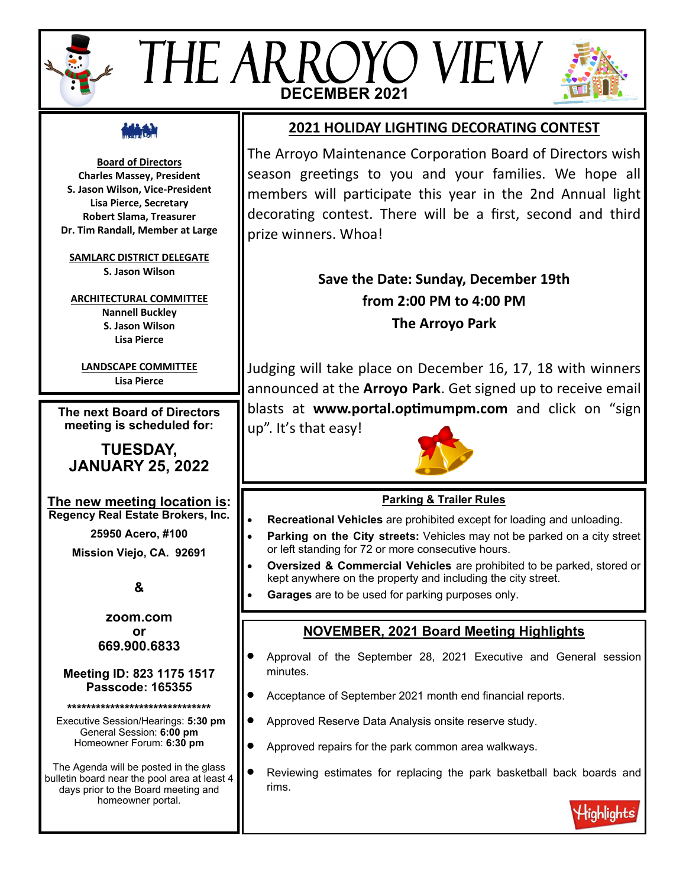# THE ARROYO VIEW

**DECEMBER 2021**

**Board of Directors**
**Charles Massey, President**
**S. Jason Wilson, Vice-President**
**Lisa Pierce, Secretary**
**Robert Slama, Treasurer**
**Dr. Tim Randall, Member at Large**

**SAMLARC DISTRICT DELEGATE**
**S. Jason Wilson**

**ARCHITECTURAL COMMITTEE**
**Nannell Buckley**
**S. Jason Wilson**
**Lisa Pierce**

**LANDSCAPE COMMITTEE**
**Lisa Pierce**

**The next Board of Directors meeting is scheduled for:**

## TUESDAY, JANUARY 25, 2022

**The new meeting location is:**
**Regency Real Estate Brokers, Inc.**
**25950 Acero, #100**
**Mission Viejo, CA. 92691**

**&**

**zoom.com**
**or**
**669.900.6833**

**Meeting ID: 823 1175 1517**
**Passcode: 165355**

*******************************

Executive Session/Hearings: **5:30 pm**
General Session: **6:00 pm**
Homeowner Forum: **6:30 pm**

The Agenda will be posted in the glass bulletin board near the pool area at least 4 days prior to the Board meeting and homeowner portal.

## 2021 HOLIDAY LIGHTING DECORATING CONTEST

The Arroyo Maintenance Corporation Board of Directors wish season greetings to you and your families. We hope all members will participate this year in the 2nd Annual light decorating contest. There will be a first, second and third prize winners. Whoa!

**Save the Date: Sunday, December 19th**
**from 2:00 PM to 4:00 PM**
**The Arroyo Park**

Judging will take place on December 16, 17, 18 with winners announced at the **Arroyo Park**. Get signed up to receive email blasts at **www.portal.optimumpm.com** and click on "sign up". It's that easy!

## Parking & Trailer Rules

- **Recreational Vehicles** are prohibited except for loading and unloading.
- **Parking on the City streets:** Vehicles may not be parked on a city street or left standing for 72 or more consecutive hours.
- **Oversized & Commercial Vehicles** are prohibited to be parked, stored or kept anywhere on the property and including the city street.
- **Garages** are to be used for parking purposes only.

## NOVEMBER, 2021 Board Meeting Highlights

- Approval of the September 28, 2021 Executive and General session minutes.
- Acceptance of September 2021 month end financial reports.
- Approved Reserve Data Analysis onsite reserve study.
- Approved repairs for the park common area walkways.
- Reviewing estimates for replacing the park basketball back boards and rims.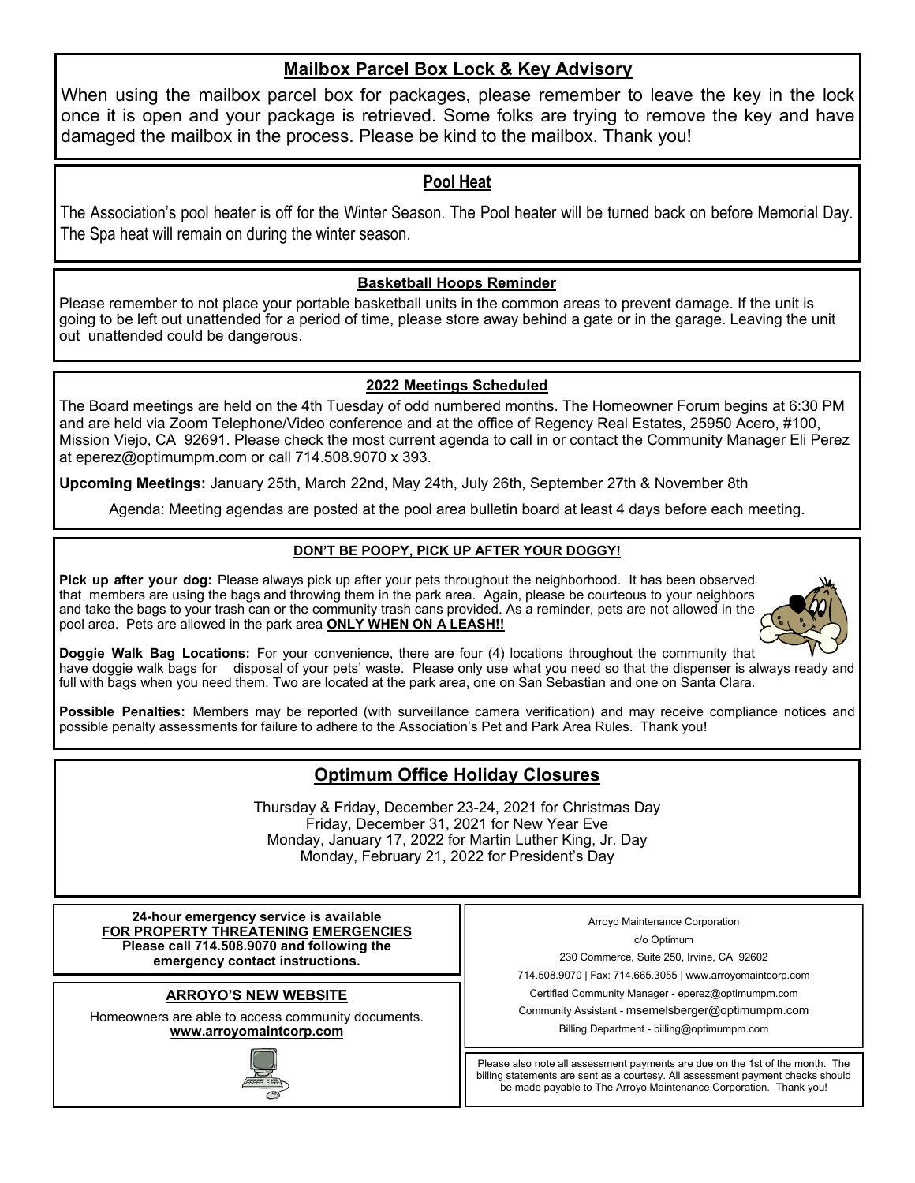## Mailbox Parcel Box Lock & Key Advisory

When using the mailbox parcel box for packages, please remember to leave the key in the lock once it is open and your package is retrieved. Some folks are trying to remove the key and have damaged the mailbox in the process. Please be kind to the mailbox. Thank you!

## Pool Heat

The Association's pool heater is off for the Winter Season. The Pool heater will be turned back on before Memorial Day. The Spa heat will remain on during the winter season.

### Basketball Hoops Reminder

Please remember to not place your portable basketball units in the common areas to prevent damage. If the unit is going to be left out unattended for a period of time, please store away behind a gate or in the garage. Leaving the unit out unattended could be dangerous.

### 2022 Meetings Scheduled

The Board meetings are held on the 4th Tuesday of odd numbered months. The Homeowner Forum begins at 6:30 PM and are held via Zoom Telephone/Video conference and at the office of Regency Real Estates, 25950 Acero, #100, Mission Viejo, CA 92691. Please check the most current agenda to call in or contact the Community Manager Eli Perez at eperez@optimumpm.com or call 714.508.9070 x 393.

**Upcoming Meetings:** January 25th, March 22nd, May 24th, July 26th, September 27th & November 8th

Agenda: Meeting agendas are posted at the pool area bulletin board at least 4 days before each meeting.

### DON'T BE POOPY, PICK UP AFTER YOUR DOGGY!

**Pick up after your dog:** Please always pick up after your pets throughout the neighborhood. It has been observed that members are using the bags and throwing them in the park area. Again, please be courteous to your neighbors and take the bags to your trash can or the community trash cans provided. As a reminder, pets are not allowed in the pool area. Pets are allowed in the park area **ONLY WHEN ON A LEASH!!**

**Doggie Walk Bag Locations:** For your convenience, there are four (4) locations throughout the community that have doggie walk bags for disposal of your pets' waste. Please only use what you need so that the dispenser is always ready and full with bags when you need them. Two are located at the park area, one on San Sebastian and one on Santa Clara.

**Possible Penalties:** Members may be reported (with surveillance camera verification) and may receive compliance notices and possible penalty assessments for failure to adhere to the Association's Pet and Park Area Rules. Thank you!

## Optimum Office Holiday Closures

Thursday & Friday, December 23-24, 2021 for Christmas Day
Friday, December 31, 2021 for New Year Eve
Monday, January 17, 2022 for Martin Luther King, Jr. Day
Monday, February 21, 2022 for President's Day

**24-hour emergency service is available**
**FOR PROPERTY THREATENING EMERGENCIES**
**Please call 714.508.9070 and following the emergency contact instructions.**

### ARROYO'S NEW WEBSITE

Homeowners are able to access community documents.
**www.arroyomaintcorp.com**

Arroyo Maintenance Corporation
c/o Optimum
230 Commerce, Suite 250, Irvine, CA 92602
714.508.9070 | Fax: 714.665.3055 | www.arroyomaintcorp.com
Certified Community Manager - eperez@optimumpm.com
Community Assistant - msemelsberger@optimumpm.com
Billing Department - billing@optimumpm.com

Please also note all assessment payments are due on the 1st of the month. The billing statements are sent as a courtesy. All assessment payment checks should be made payable to The Arroyo Maintenance Corporation. Thank you!